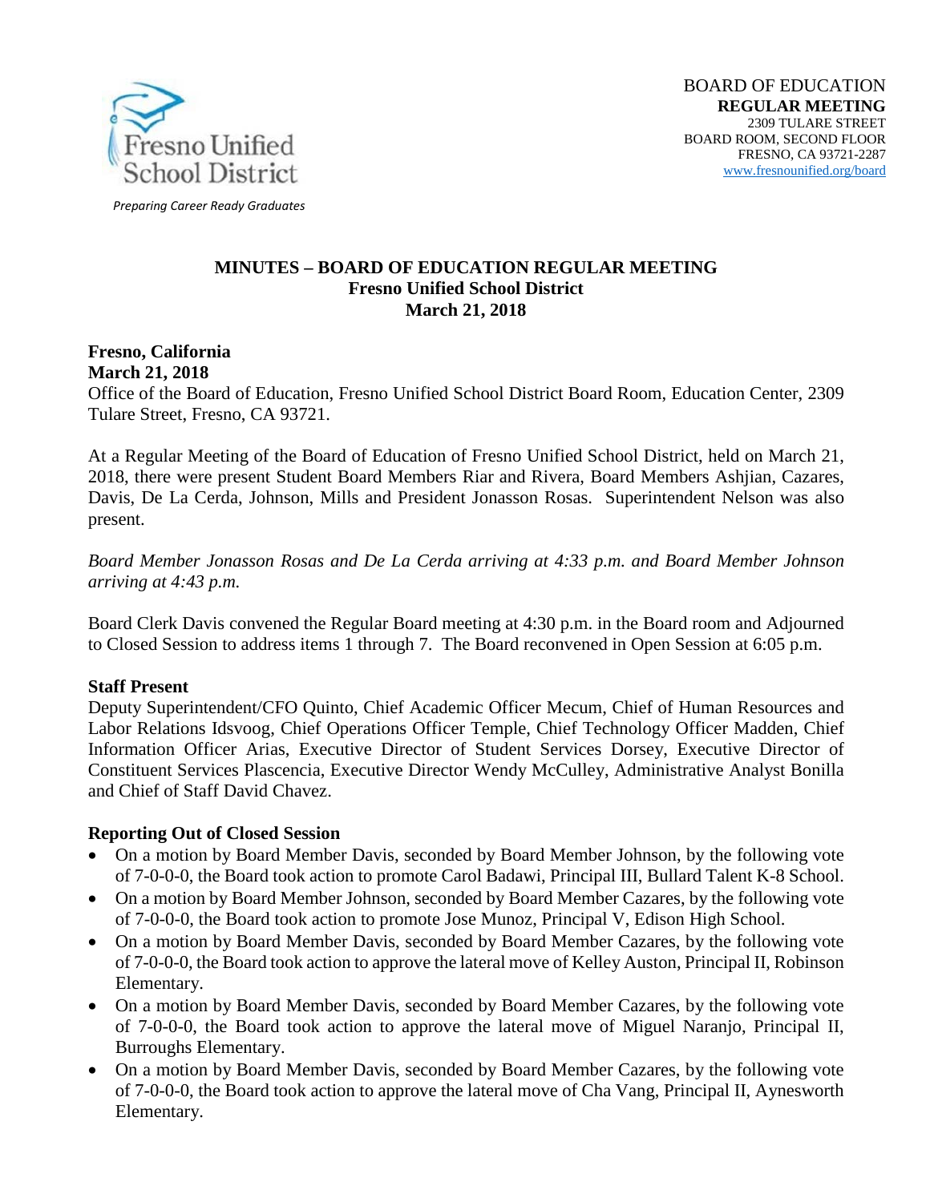Fresno Unified School District

*Preparing Career Ready Graduates*

BOARD OF EDUCATION
**REGULAR MEETING**
2309 TULARE STREET
BOARD ROOM, SECOND FLOOR
FRESNO, CA 93721-2287
www.fresnounified.org/board

# MINUTES – BOARD OF EDUCATION REGULAR MEETING
## Fresno Unified School District
## March 21, 2018

**Fresno, California**
**March 21, 2018**
Office of the Board of Education, Fresno Unified School District Board Room, Education Center, 2309 Tulare Street, Fresno, CA 93721.

At a Regular Meeting of the Board of Education of Fresno Unified School District, held on March 21, 2018, there were present Student Board Members Riar and Rivera, Board Members Ashjian, Cazares, Davis, De La Cerda, Johnson, Mills and President Jonasson Rosas. Superintendent Nelson was also present.

*Board Member Jonasson Rosas and De La Cerda arriving at 4:33 p.m. and Board Member Johnson arriving at 4:43 p.m.*

Board Clerk Davis convened the Regular Board meeting at 4:30 p.m. in the Board room and Adjourned to Closed Session to address items 1 through 7. The Board reconvened in Open Session at 6:05 p.m.

**Staff Present**
Deputy Superintendent/CFO Quinto, Chief Academic Officer Mecum, Chief of Human Resources and Labor Relations Idsvoog, Chief Operations Officer Temple, Chief Technology Officer Madden, Chief Information Officer Arias, Executive Director of Student Services Dorsey, Executive Director of Constituent Services Plascencia, Executive Director Wendy McCulley, Administrative Analyst Bonilla and Chief of Staff David Chavez.

**Reporting Out of Closed Session**

- On a motion by Board Member Davis, seconded by Board Member Johnson, by the following vote of 7-0-0-0, the Board took action to promote Carol Badawi, Principal III, Bullard Talent K-8 School.
- On a motion by Board Member Johnson, seconded by Board Member Cazares, by the following vote of 7-0-0-0, the Board took action to promote Jose Munoz, Principal V, Edison High School.
- On a motion by Board Member Davis, seconded by Board Member Cazares, by the following vote of 7-0-0-0, the Board took action to approve the lateral move of Kelley Auston, Principal II, Robinson Elementary.
- On a motion by Board Member Davis, seconded by Board Member Cazares, by the following vote of 7-0-0-0, the Board took action to approve the lateral move of Miguel Naranjo, Principal II, Burroughs Elementary.
- On a motion by Board Member Davis, seconded by Board Member Cazares, by the following vote of 7-0-0-0, the Board took action to approve the lateral move of Cha Vang, Principal II, Aynesworth Elementary.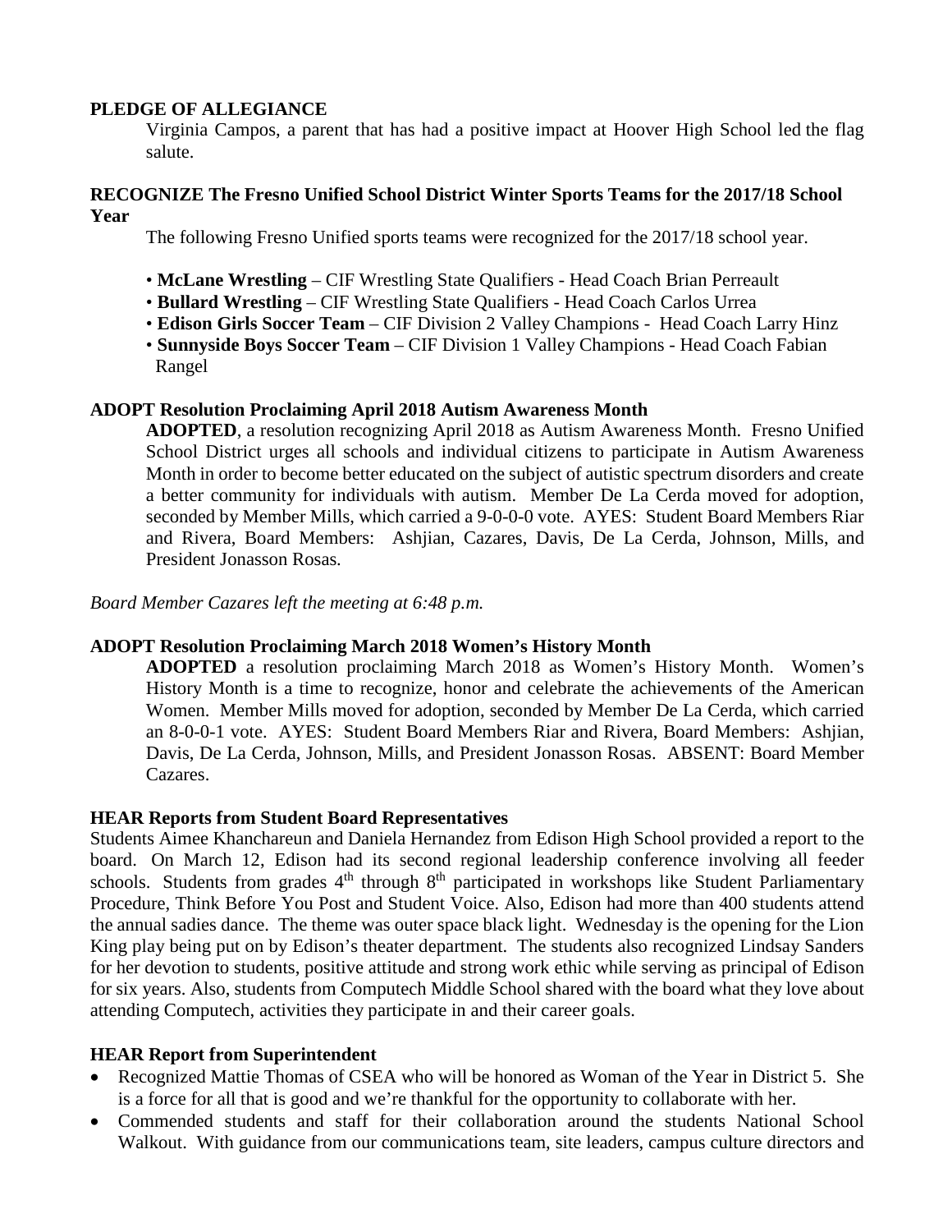**PLEDGE OF ALLEGIANCE**

Virginia Campos, a parent that has had a positive impact at Hoover High School led the flag salute.

**RECOGNIZE The Fresno Unified School District Winter Sports Teams for the 2017/18 School Year**

The following Fresno Unified sports teams were recognized for the 2017/18 school year.

- **McLane Wrestling** – CIF Wrestling State Qualifiers - Head Coach Brian Perreault
- **Bullard Wrestling** – CIF Wrestling State Qualifiers - Head Coach Carlos Urrea
- **Edison Girls Soccer Team** – CIF Division 2 Valley Champions - Head Coach Larry Hinz
- **Sunnyside Boys Soccer Team** – CIF Division 1 Valley Champions - Head Coach Fabian Rangel

**ADOPT Resolution Proclaiming April 2018 Autism Awareness Month**

**ADOPTED**, a resolution recognizing April 2018 as Autism Awareness Month. Fresno Unified School District urges all schools and individual citizens to participate in Autism Awareness Month in order to become better educated on the subject of autistic spectrum disorders and create a better community for individuals with autism. Member De La Cerda moved for adoption, seconded by Member Mills, which carried a 9-0-0-0 vote. AYES: Student Board Members Riar and Rivera, Board Members: Ashjian, Cazares, Davis, De La Cerda, Johnson, Mills, and President Jonasson Rosas.

*Board Member Cazares left the meeting at 6:48 p.m.*

**ADOPT Resolution Proclaiming March 2018 Women's History Month**

**ADOPTED** a resolution proclaiming March 2018 as Women's History Month. Women's History Month is a time to recognize, honor and celebrate the achievements of the American Women. Member Mills moved for adoption, seconded by Member De La Cerda, which carried an 8-0-0-1 vote. AYES: Student Board Members Riar and Rivera, Board Members: Ashjian, Davis, De La Cerda, Johnson, Mills, and President Jonasson Rosas. ABSENT: Board Member Cazares.

**HEAR Reports from Student Board Representatives**

Students Aimee Khanchareun and Daniela Hernandez from Edison High School provided a report to the board. On March 12, Edison had its second regional leadership conference involving all feeder schools. Students from grades 4th through 8th participated in workshops like Student Parliamentary Procedure, Think Before You Post and Student Voice. Also, Edison had more than 400 students attend the annual sadies dance. The theme was outer space black light. Wednesday is the opening for the Lion King play being put on by Edison's theater department. The students also recognized Lindsay Sanders for her devotion to students, positive attitude and strong work ethic while serving as principal of Edison for six years. Also, students from Computech Middle School shared with the board what they love about attending Computech, activities they participate in and their career goals.

**HEAR Report from Superintendent**

- Recognized Mattie Thomas of CSEA who will be honored as Woman of the Year in District 5. She is a force for all that is good and we're thankful for the opportunity to collaborate with her.
- Commended students and staff for their collaboration around the students National School Walkout. With guidance from our communications team, site leaders, campus culture directors and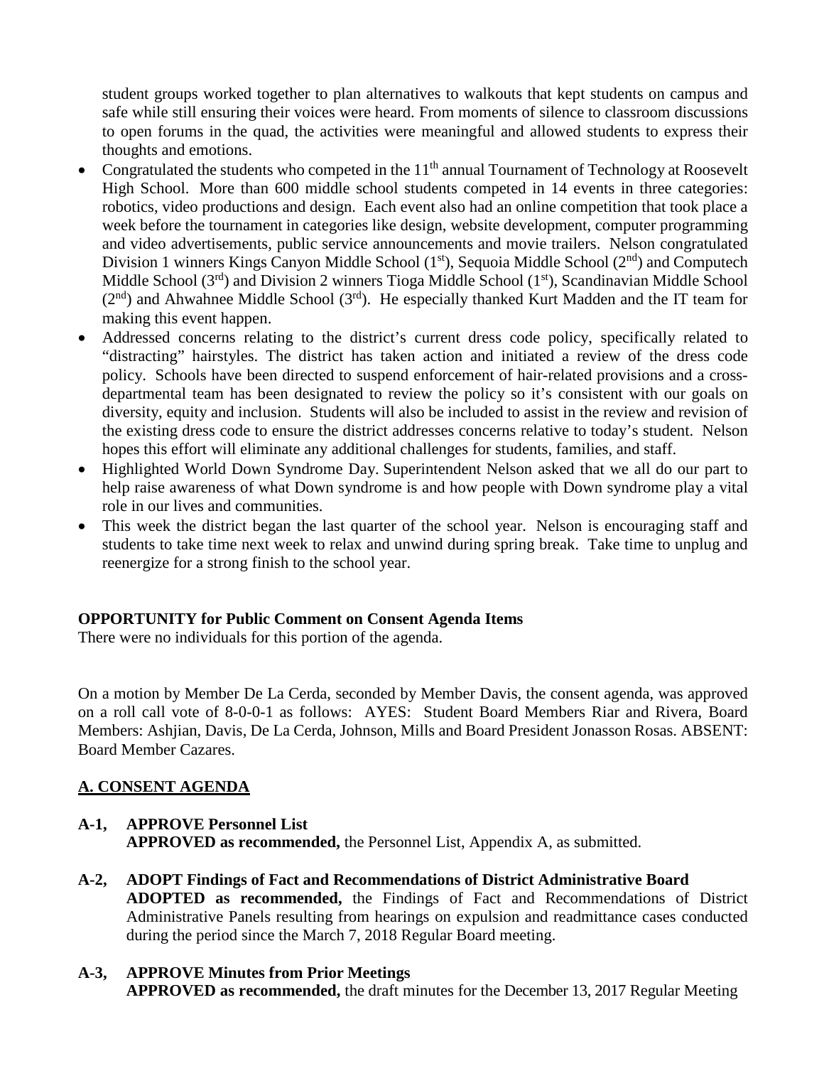student groups worked together to plan alternatives to walkouts that kept students on campus and safe while still ensuring their voices were heard. From moments of silence to classroom discussions to open forums in the quad, the activities were meaningful and allowed students to express their thoughts and emotions.

- Congratulated the students who competed in the 11th annual Tournament of Technology at Roosevelt High School. More than 600 middle school students competed in 14 events in three categories: robotics, video productions and design. Each event also had an online competition that took place a week before the tournament in categories like design, website development, computer programming and video advertisements, public service announcements and movie trailers. Nelson congratulated Division 1 winners Kings Canyon Middle School (1st), Sequoia Middle School (2nd) and Computech Middle School (3rd) and Division 2 winners Tioga Middle School (1st), Scandinavian Middle School (2nd) and Ahwahnee Middle School (3rd). He especially thanked Kurt Madden and the IT team for making this event happen.
- Addressed concerns relating to the district's current dress code policy, specifically related to "distracting" hairstyles. The district has taken action and initiated a review of the dress code policy. Schools have been directed to suspend enforcement of hair-related provisions and a cross-departmental team has been designated to review the policy so it's consistent with our goals on diversity, equity and inclusion. Students will also be included to assist in the review and revision of the existing dress code to ensure the district addresses concerns relative to today's student. Nelson hopes this effort will eliminate any additional challenges for students, families, and staff.
- Highlighted World Down Syndrome Day. Superintendent Nelson asked that we all do our part to help raise awareness of what Down syndrome is and how people with Down syndrome play a vital role in our lives and communities.
- This week the district began the last quarter of the school year. Nelson is encouraging staff and students to take time next week to relax and unwind during spring break. Take time to unplug and reenergize for a strong finish to the school year.

**OPPORTUNITY for Public Comment on Consent Agenda Items**
There were no individuals for this portion of the agenda.

On a motion by Member De La Cerda, seconded by Member Davis, the consent agenda, was approved on a roll call vote of 8-0-0-1 as follows: AYES: Student Board Members Riar and Rivera, Board Members: Ashjian, Davis, De La Cerda, Johnson, Mills and Board President Jonasson Rosas. ABSENT: Board Member Cazares.

## A. CONSENT AGENDA

**A-1, APPROVE Personnel List**
**APPROVED as recommended,** the Personnel List, Appendix A, as submitted.

**A-2, ADOPT Findings of Fact and Recommendations of District Administrative Board**
**ADOPTED as recommended,** the Findings of Fact and Recommendations of District Administrative Panels resulting from hearings on expulsion and readmittance cases conducted during the period since the March 7, 2018 Regular Board meeting.

**A-3, APPROVE Minutes from Prior Meetings**
**APPROVED as recommended,** the draft minutes for the December 13, 2017 Regular Meeting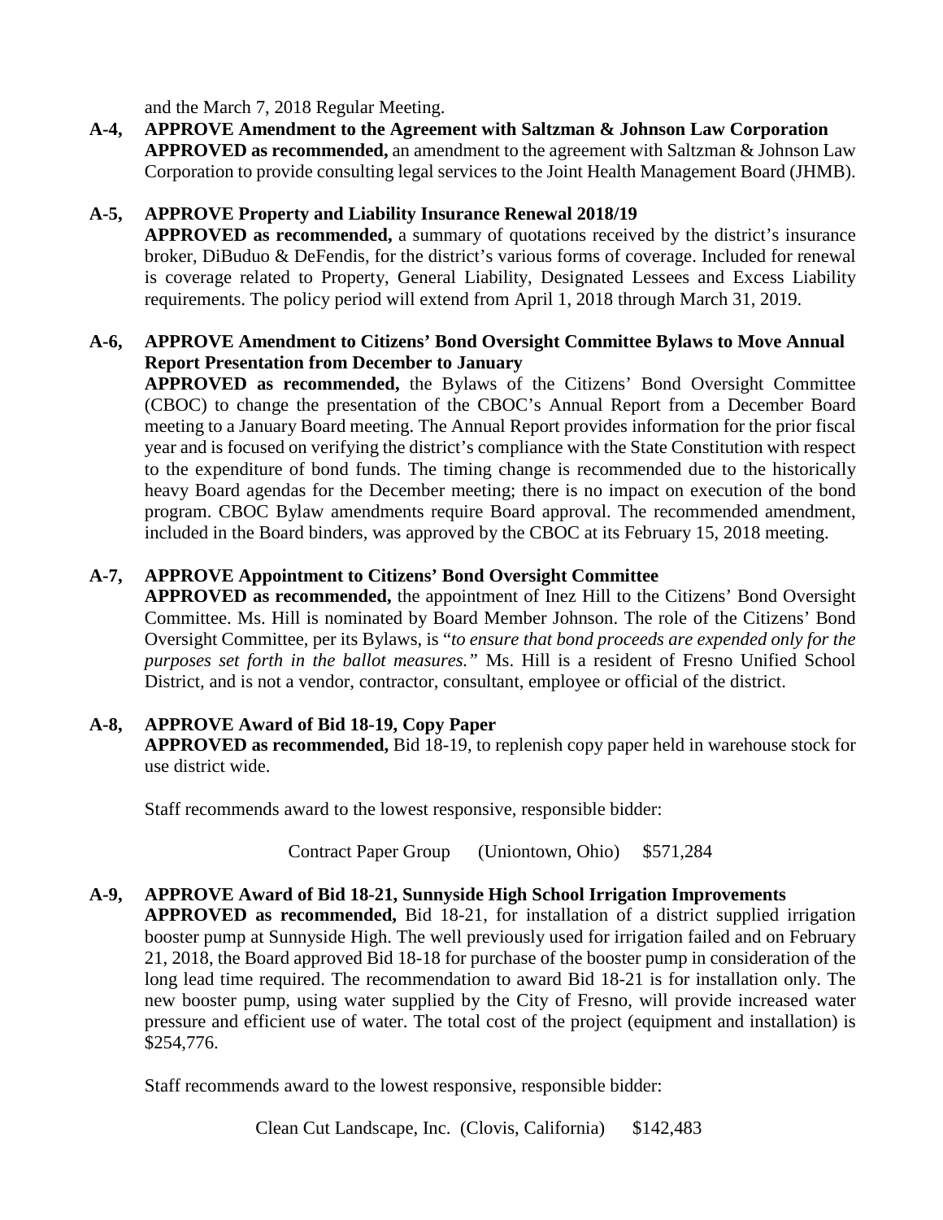and the March 7, 2018 Regular Meeting.

**A-4, APPROVE Amendment to the Agreement with Saltzman & Johnson Law Corporation**
**APPROVED as recommended,** an amendment to the agreement with Saltzman & Johnson Law Corporation to provide consulting legal services to the Joint Health Management Board (JHMB).

**A-5, APPROVE Property and Liability Insurance Renewal 2018/19**
**APPROVED as recommended,** a summary of quotations received by the district's insurance broker, DiBuduo & DeFendis, for the district's various forms of coverage. Included for renewal is coverage related to Property, General Liability, Designated Lessees and Excess Liability requirements. The policy period will extend from April 1, 2018 through March 31, 2019.

**A-6, APPROVE Amendment to Citizens' Bond Oversight Committee Bylaws to Move Annual Report Presentation from December to January**
**APPROVED as recommended,** the Bylaws of the Citizens' Bond Oversight Committee (CBOC) to change the presentation of the CBOC's Annual Report from a December Board meeting to a January Board meeting. The Annual Report provides information for the prior fiscal year and is focused on verifying the district's compliance with the State Constitution with respect to the expenditure of bond funds. The timing change is recommended due to the historically heavy Board agendas for the December meeting; there is no impact on execution of the bond program. CBOC Bylaw amendments require Board approval. The recommended amendment, included in the Board binders, was approved by the CBOC at its February 15, 2018 meeting.

**A-7, APPROVE Appointment to Citizens' Bond Oversight Committee**
**APPROVED as recommended,** the appointment of Inez Hill to the Citizens' Bond Oversight Committee. Ms. Hill is nominated by Board Member Johnson. The role of the Citizens' Bond Oversight Committee, per its Bylaws, is "*to ensure that bond proceeds are expended only for the purposes set forth in the ballot measures."* Ms. Hill is a resident of Fresno Unified School District, and is not a vendor, contractor, consultant, employee or official of the district.

**A-8, APPROVE Award of Bid 18-19, Copy Paper**
**APPROVED as recommended,** Bid 18-19, to replenish copy paper held in warehouse stock for use district wide.

Staff recommends award to the lowest responsive, responsible bidder:

Contract Paper Group (Uniontown, Ohio) $571,284

**A-9, APPROVE Award of Bid 18-21, Sunnyside High School Irrigation Improvements**
**APPROVED as recommended,** Bid 18-21, for installation of a district supplied irrigation booster pump at Sunnyside High. The well previously used for irrigation failed and on February 21, 2018, the Board approved Bid 18-18 for purchase of the booster pump in consideration of the long lead time required. The recommendation to award Bid 18-21 is for installation only. The new booster pump, using water supplied by the City of Fresno, will provide increased water pressure and efficient use of water. The total cost of the project (equipment and installation) is $254,776.

Staff recommends award to the lowest responsive, responsible bidder:

Clean Cut Landscape, Inc. (Clovis, California) $142,483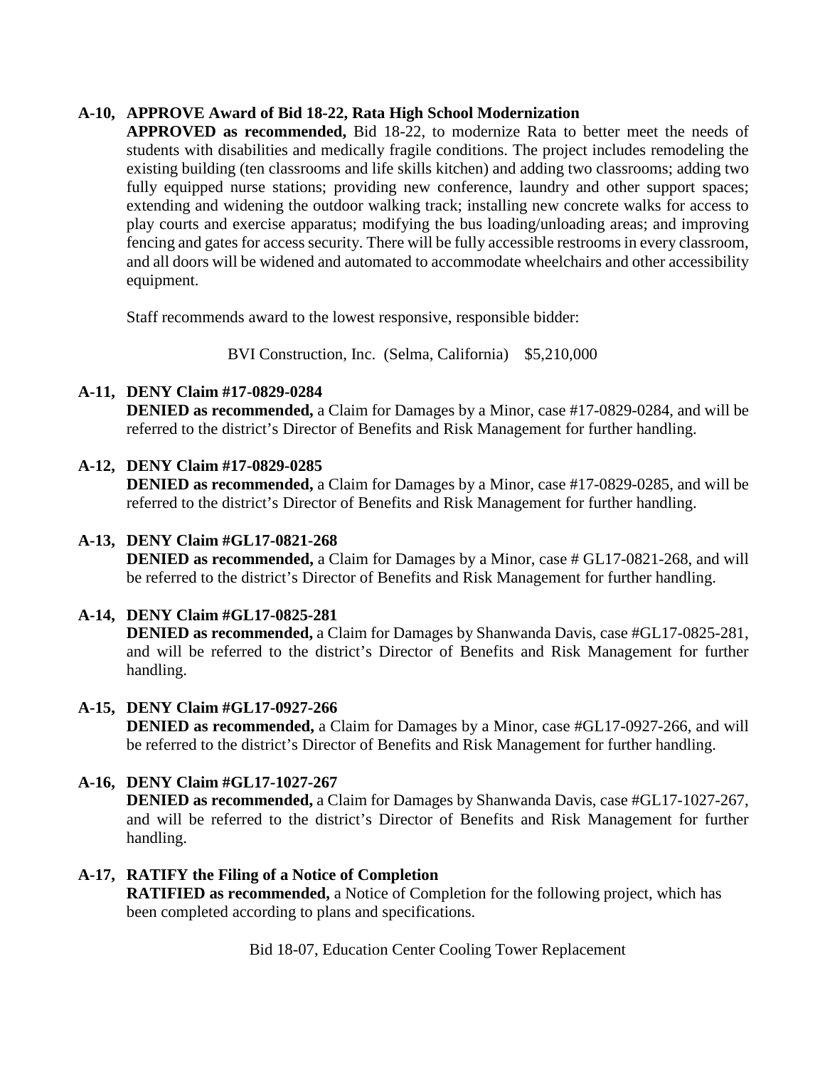**A-10, APPROVE Award of Bid 18-22, Rata High School Modernization**

**APPROVED as recommended,** Bid 18-22, to modernize Rata to better meet the needs of students with disabilities and medically fragile conditions. The project includes remodeling the existing building (ten classrooms and life skills kitchen) and adding two classrooms; adding two fully equipped nurse stations; providing new conference, laundry and other support spaces; extending and widening the outdoor walking track; installing new concrete walks for access to play courts and exercise apparatus; modifying the bus loading/unloading areas; and improving fencing and gates for access security. There will be fully accessible restrooms in every classroom, and all doors will be widened and automated to accommodate wheelchairs and other accessibility equipment.

Staff recommends award to the lowest responsive, responsible bidder:

BVI Construction, Inc. (Selma, California) $5,210,000

**A-11, DENY Claim #17-0829-0284**

**DENIED as recommended,** a Claim for Damages by a Minor, case #17-0829-0284, and will be referred to the district's Director of Benefits and Risk Management for further handling.

**A-12, DENY Claim #17-0829-0285**

**DENIED as recommended,** a Claim for Damages by a Minor, case #17-0829-0285, and will be referred to the district's Director of Benefits and Risk Management for further handling.

**A-13, DENY Claim #GL17-0821-268**

**DENIED as recommended,** a Claim for Damages by a Minor, case # GL17-0821-268, and will be referred to the district's Director of Benefits and Risk Management for further handling.

**A-14, DENY Claim #GL17-0825-281**

**DENIED as recommended,** a Claim for Damages by Shanwanda Davis, case #GL17-0825-281, and will be referred to the district's Director of Benefits and Risk Management for further handling.

**A-15, DENY Claim #GL17-0927-266**

**DENIED as recommended,** a Claim for Damages by a Minor, case #GL17-0927-266, and will be referred to the district's Director of Benefits and Risk Management for further handling.

**A-16, DENY Claim #GL17-1027-267**

**DENIED as recommended,** a Claim for Damages by Shanwanda Davis, case #GL17-1027-267, and will be referred to the district's Director of Benefits and Risk Management for further handling.

**A-17, RATIFY the Filing of a Notice of Completion**

**RATIFIED as recommended,** a Notice of Completion for the following project, which has been completed according to plans and specifications.

Bid 18-07, Education Center Cooling Tower Replacement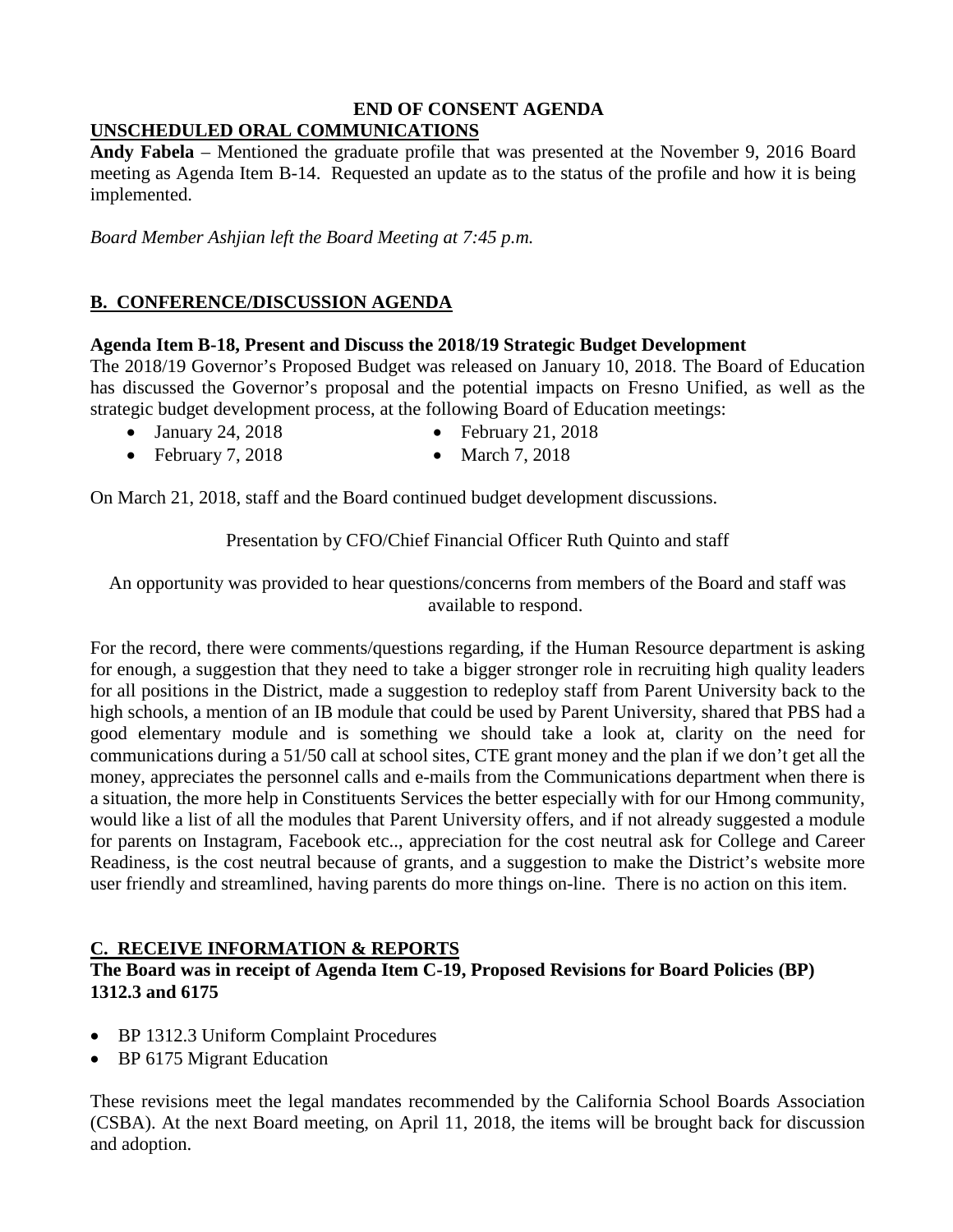**END OF CONSENT AGENDA**

**UNSCHEDULED ORAL COMMUNICATIONS**

**Andy Fabela** – Mentioned the graduate profile that was presented at the November 9, 2016 Board meeting as Agenda Item B-14. Requested an update as to the status of the profile and how it is being implemented.

*Board Member Ashjian left the Board Meeting at 7:45 p.m.*

## B. CONFERENCE/DISCUSSION AGENDA

**Agenda Item B-18, Present and Discuss the 2018/19 Strategic Budget Development**

The 2018/19 Governor's Proposed Budget was released on January 10, 2018. The Board of Education has discussed the Governor's proposal and the potential impacts on Fresno Unified, as well as the strategic budget development process, at the following Board of Education meetings:

- January 24, 2018
- February 7, 2018
- February 21, 2018
- March 7, 2018

On March 21, 2018, staff and the Board continued budget development discussions.

Presentation by CFO/Chief Financial Officer Ruth Quinto and staff

An opportunity was provided to hear questions/concerns from members of the Board and staff was available to respond.

For the record, there were comments/questions regarding, if the Human Resource department is asking for enough, a suggestion that they need to take a bigger stronger role in recruiting high quality leaders for all positions in the District, made a suggestion to redeploy staff from Parent University back to the high schools, a mention of an IB module that could be used by Parent University, shared that PBS had a good elementary module and is something we should take a look at, clarity on the need for communications during a 51/50 call at school sites, CTE grant money and the plan if we don't get all the money, appreciates the personnel calls and e-mails from the Communications department when there is a situation, the more help in Constituents Services the better especially with for our Hmong community, would like a list of all the modules that Parent University offers, and if not already suggested a module for parents on Instagram, Facebook etc.., appreciation for the cost neutral ask for College and Career Readiness, is the cost neutral because of grants, and a suggestion to make the District's website more user friendly and streamlined, having parents do more things on-line. There is no action on this item.

## C. RECEIVE INFORMATION & REPORTS

**The Board was in receipt of Agenda Item C-19, Proposed Revisions for Board Policies (BP) 1312.3 and 6175**

- BP 1312.3 Uniform Complaint Procedures
- BP 6175 Migrant Education

These revisions meet the legal mandates recommended by the California School Boards Association (CSBA). At the next Board meeting, on April 11, 2018, the items will be brought back for discussion and adoption.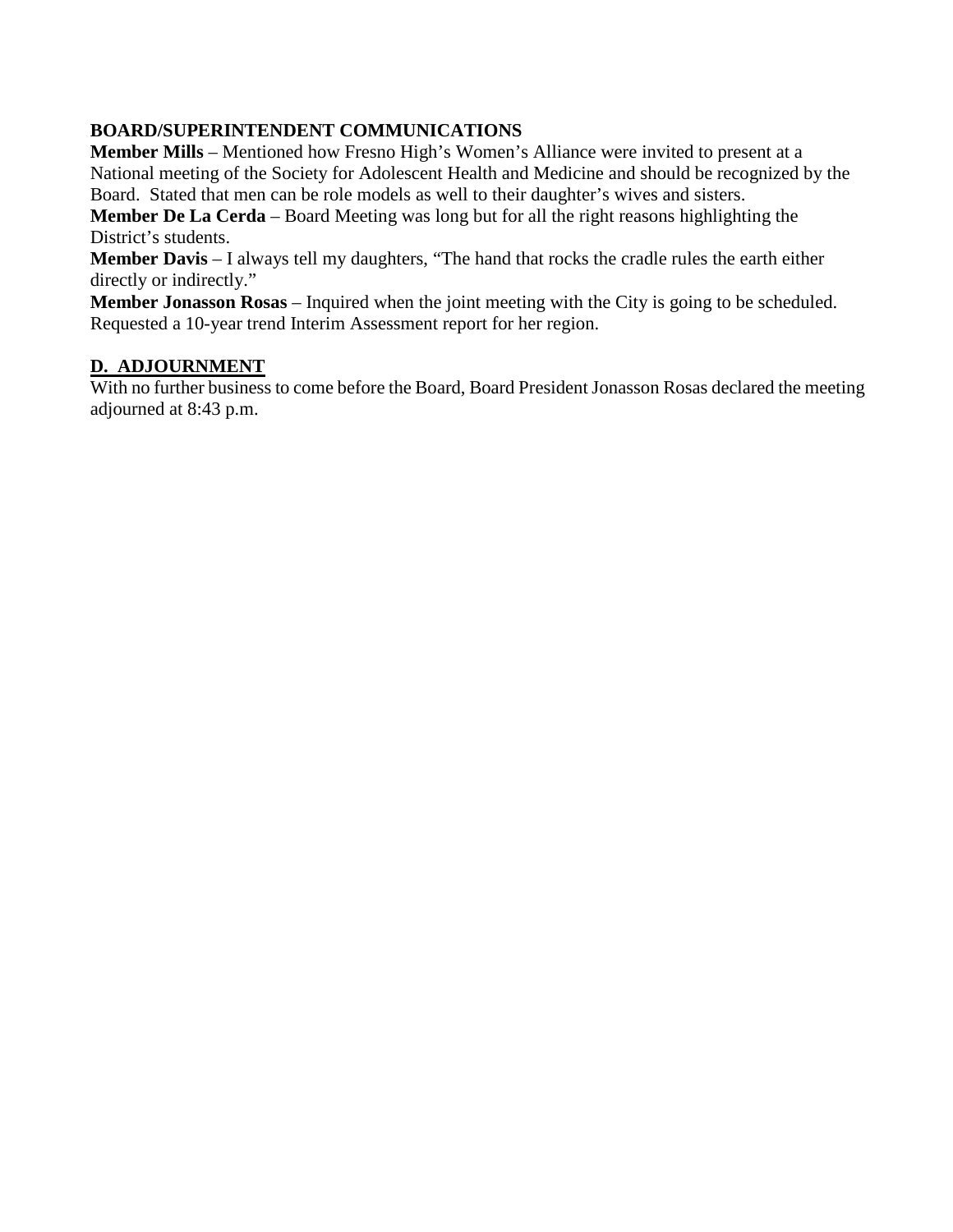**BOARD/SUPERINTENDENT COMMUNICATIONS**

**Member Mills** – Mentioned how Fresno High's Women's Alliance were invited to present at a National meeting of the Society for Adolescent Health and Medicine and should be recognized by the Board. Stated that men can be role models as well to their daughter's wives and sisters.

**Member De La Cerda** – Board Meeting was long but for all the right reasons highlighting the District's students.

**Member Davis** – I always tell my daughters, "The hand that rocks the cradle rules the earth either directly or indirectly."

**Member Jonasson Rosas** – Inquired when the joint meeting with the City is going to be scheduled. Requested a 10-year trend Interim Assessment report for her region.

## D. ADJOURNMENT

With no further business to come before the Board, Board President Jonasson Rosas declared the meeting adjourned at 8:43 p.m.